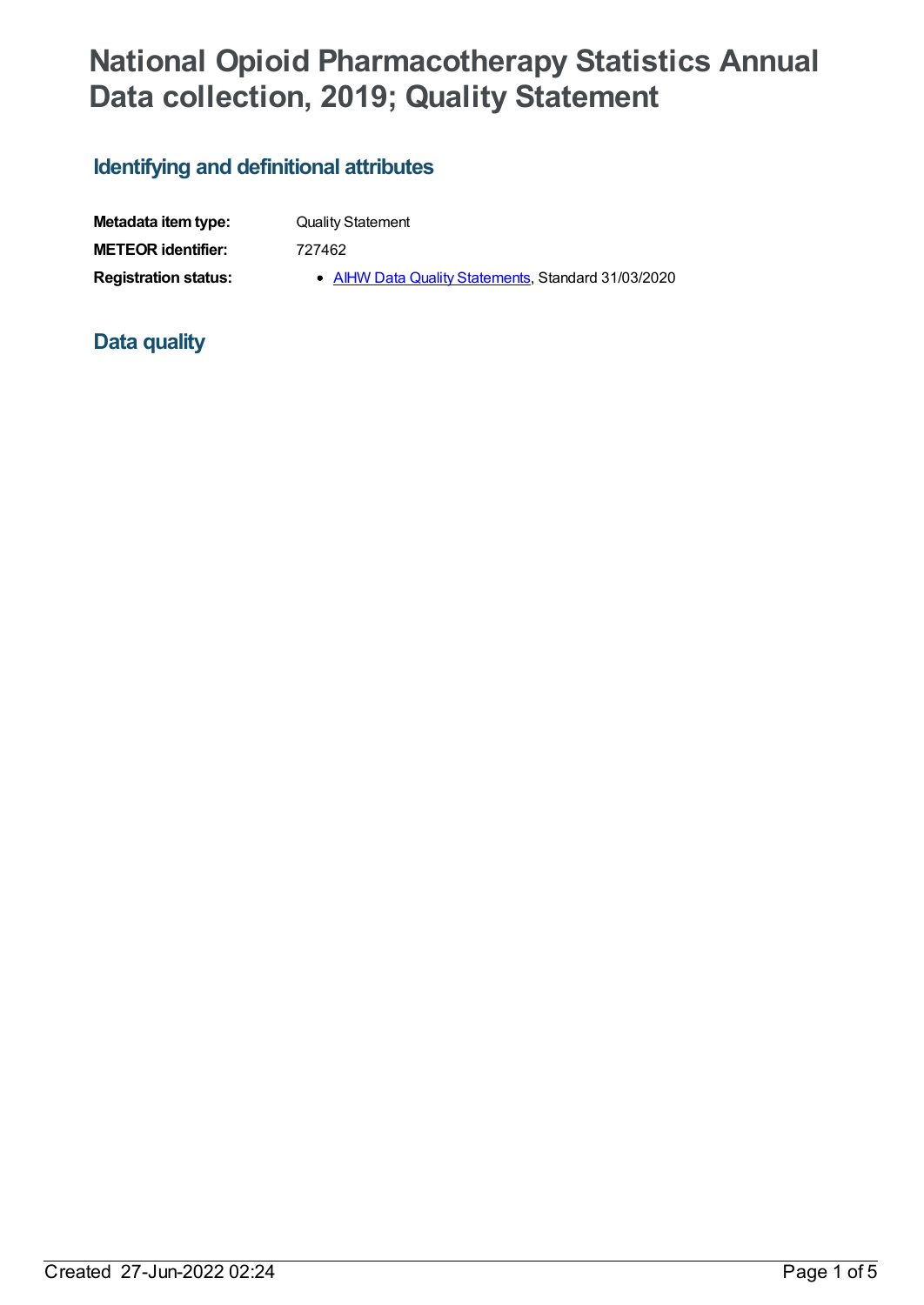# National Opioid Pharmacotherapy Statistics Annual Data collection, 2019; Quality Statement

## Identifying and definitional attributes

| | |
|---|---|
| **Metadata item type:** | Quality Statement |
| **METEOR identifier:** | 727462 |
| **Registration status:** | • AIHW Data Quality Statements, Standard 31/03/2020 |

## Data quality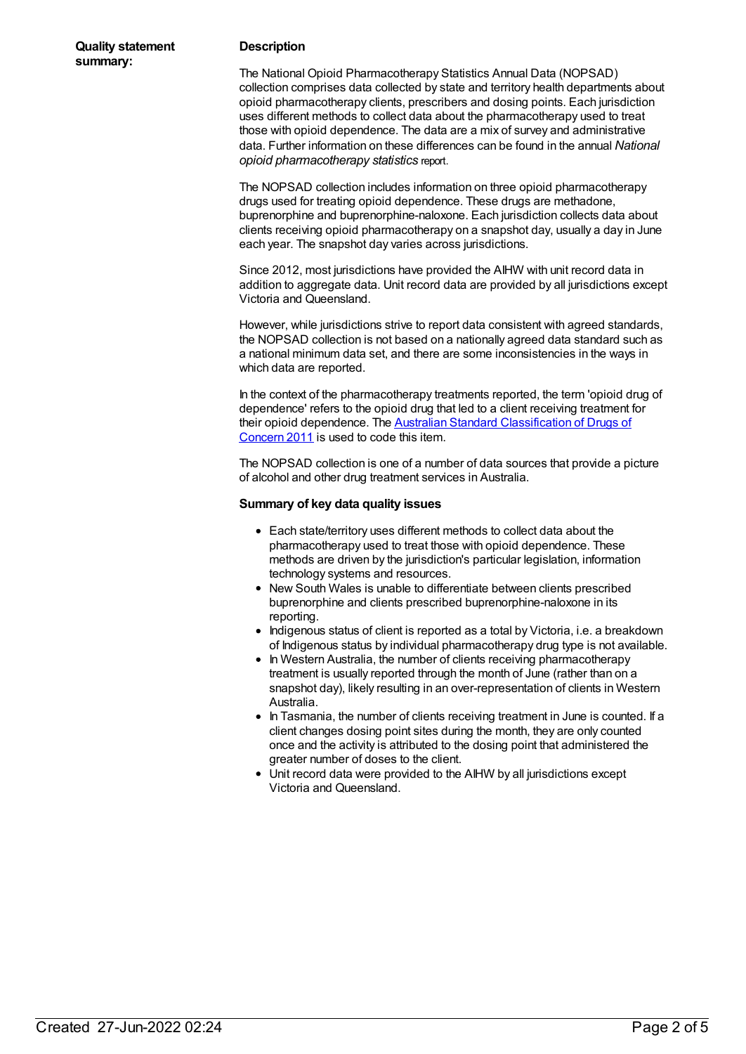**Quality statement summary:**

### Description

The National Opioid Pharmacotherapy Statistics Annual Data (NOPSAD) collection comprises data collected by state and territory health departments about opioid pharmacotherapy clients, prescribers and dosing points. Each jurisdiction uses different methods to collect data about the pharmacotherapy used to treat those with opioid dependence. The data are a mix of survey and administrative data. Further information on these differences can be found in the annual *National opioid pharmacotherapy statistics* report.

The NOPSAD collection includes information on three opioid pharmacotherapy drugs used for treating opioid dependence. These drugs are methadone, buprenorphine and buprenorphine-naloxone. Each jurisdiction collects data about clients receiving opioid pharmacotherapy on a snapshot day, usually a day in June each year. The snapshot day varies across jurisdictions.

Since 2012, most jurisdictions have provided the AIHW with unit record data in addition to aggregate data. Unit record data are provided by all jurisdictions except Victoria and Queensland.

However, while jurisdictions strive to report data consistent with agreed standards, the NOPSAD collection is not based on a nationally agreed data standard such as a national minimum data set, and there are some inconsistencies in the ways in which data are reported.

In the context of the pharmacotherapy treatments reported, the term 'opioid drug of dependence' refers to the opioid drug that led to a client receiving treatment for their opioid dependence. The Australian Standard Classification of Drugs of Concern 2011 is used to code this item.

The NOPSAD collection is one of a number of data sources that provide a picture of alcohol and other drug treatment services in Australia.

### Summary of key data quality issues

- Each state/territory uses different methods to collect data about the pharmacotherapy used to treat those with opioid dependence. These methods are driven by the jurisdiction's particular legislation, information technology systems and resources.
- New South Wales is unable to differentiate between clients prescribed buprenorphine and clients prescribed buprenorphine-naloxone in its reporting.
- Indigenous status of client is reported as a total by Victoria, i.e. a breakdown of Indigenous status by individual pharmacotherapy drug type is not available.
- In Western Australia, the number of clients receiving pharmacotherapy treatment is usually reported through the month of June (rather than on a snapshot day), likely resulting in an over-representation of clients in Western Australia.
- In Tasmania, the number of clients receiving treatment in June is counted. If a client changes dosing point sites during the month, they are only counted once and the activity is attributed to the dosing point that administered the greater number of doses to the client.
- Unit record data were provided to the AIHW by all jurisdictions except Victoria and Queensland.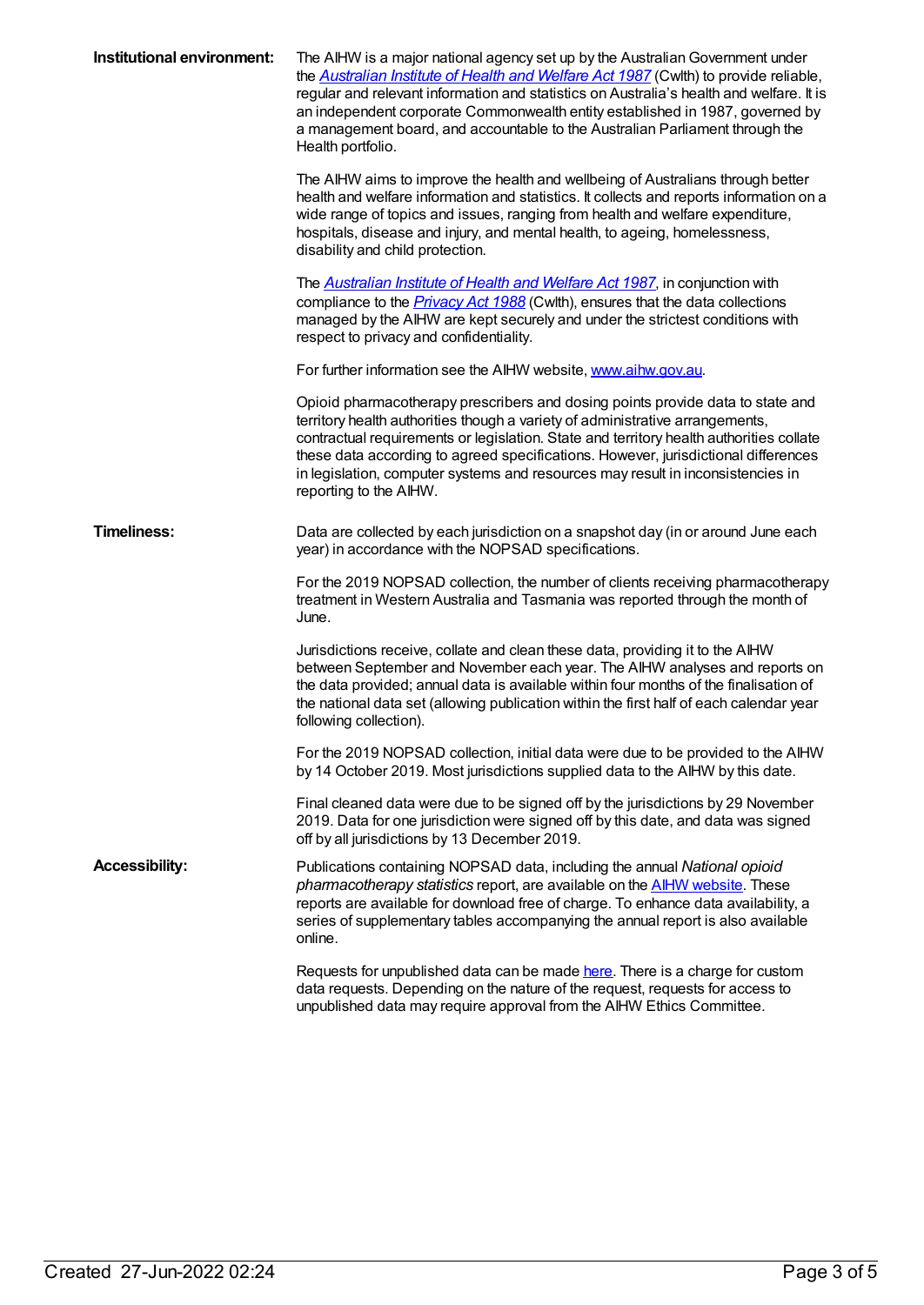**Institutional environment:**

The AIHW is a major national agency set up by the Australian Government under the *Australian Institute of Health and Welfare Act 1987* (Cwlth) to provide reliable, regular and relevant information and statistics on Australia's health and welfare. It is an independent corporate Commonwealth entity established in 1987, governed by a management board, and accountable to the Australian Parliament through the Health portfolio.

The AIHW aims to improve the health and wellbeing of Australians through better health and welfare information and statistics. It collects and reports information on a wide range of topics and issues, ranging from health and welfare expenditure, hospitals, disease and injury, and mental health, to ageing, homelessness, disability and child protection.

The *Australian Institute of Health and Welfare Act 1987*, in conjunction with compliance to the *Privacy Act 1988* (Cwlth), ensures that the data collections managed by the AIHW are kept securely and under the strictest conditions with respect to privacy and confidentiality.

For further information see the AIHW website, www.aihw.gov.au.

Opioid pharmacotherapy prescribers and dosing points provide data to state and territory health authorities though a variety of administrative arrangements, contractual requirements or legislation. State and territory health authorities collate these data according to agreed specifications. However, jurisdictional differences in legislation, computer systems and resources may result in inconsistencies in reporting to the AIHW.

**Timeliness:**

Data are collected by each jurisdiction on a snapshot day (in or around June each year) in accordance with the NOPSAD specifications.

For the 2019 NOPSAD collection, the number of clients receiving pharmacotherapy treatment in Western Australia and Tasmania was reported through the month of June.

Jurisdictions receive, collate and clean these data, providing it to the AIHW between September and November each year. The AIHW analyses and reports on the data provided; annual data is available within four months of the finalisation of the national data set (allowing publication within the first half of each calendar year following collection).

For the 2019 NOPSAD collection, initial data were due to be provided to the AIHW by 14 October 2019. Most jurisdictions supplied data to the AIHW by this date.

Final cleaned data were due to be signed off by the jurisdictions by 29 November 2019. Data for one jurisdiction were signed off by this date, and data was signed off by all jurisdictions by 13 December 2019.

**Accessibility:**

Publications containing NOPSAD data, including the annual *National opioid pharmacotherapy statistics* report, are available on the AIHW website. These reports are available for download free of charge. To enhance data availability, a series of supplementary tables accompanying the annual report is also available online.

Requests for unpublished data can be made here. There is a charge for custom data requests. Depending on the nature of the request, requests for access to unpublished data may require approval from the AIHW Ethics Committee.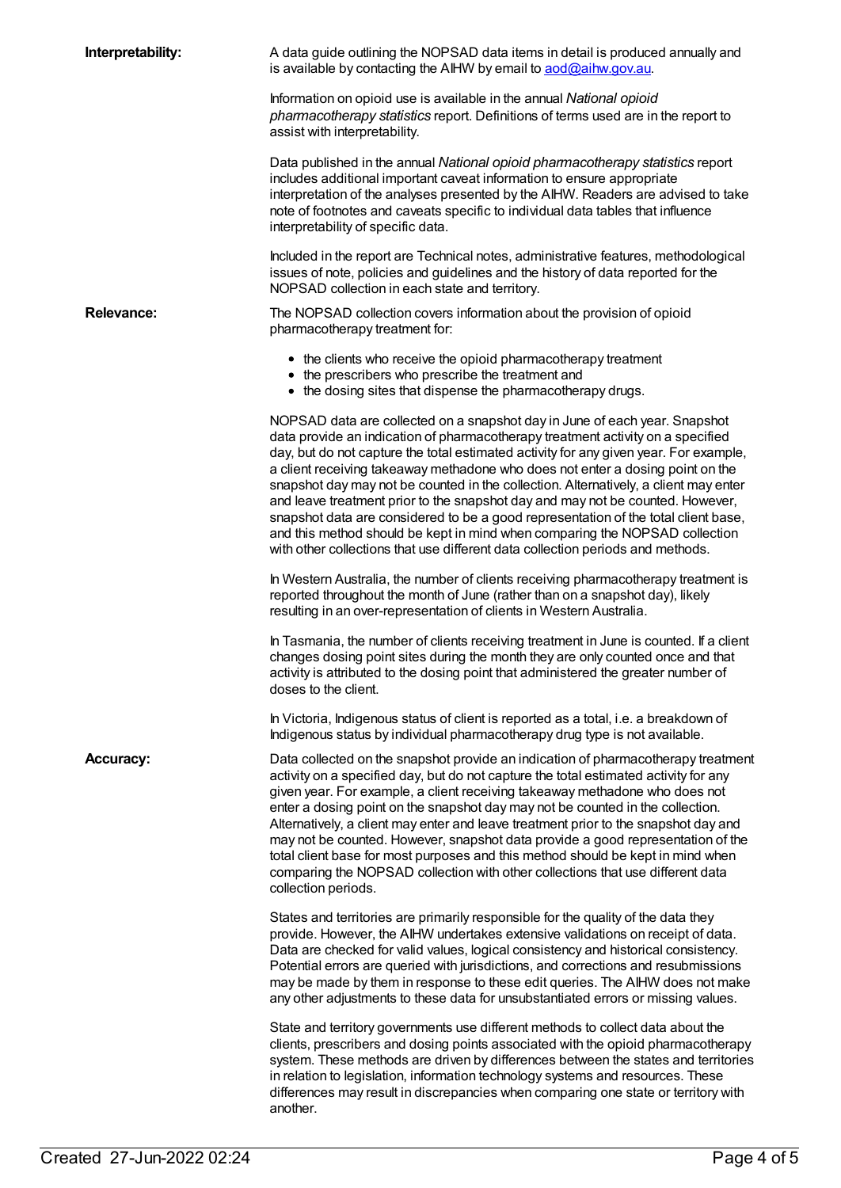**Interpretability:**

A data guide outlining the NOPSAD data items in detail is produced annually and is available by contacting the AIHW by email to [aod@aihw.gov.au](mailto:aod@aihw.gov.au).

Information on opioid use is available in the annual *National opioid pharmacotherapy statistics* report. Definitions of terms used are in the report to assist with interpretability.

Data published in the annual *National opioid pharmacotherapy statistics* report includes additional important caveat information to ensure appropriate interpretation of the analyses presented by the AIHW. Readers are advised to take note of footnotes and caveats specific to individual data tables that influence interpretability of specific data.

Included in the report are Technical notes, administrative features, methodological issues of note, policies and guidelines and the history of data reported for the NOPSAD collection in each state and territory.

**Relevance:**

The NOPSAD collection covers information about the provision of opioid pharmacotherapy treatment for:

- the clients who receive the opioid pharmacotherapy treatment
- the prescribers who prescribe the treatment and
- the dosing sites that dispense the pharmacotherapy drugs.

NOPSAD data are collected on a snapshot day in June of each year. Snapshot data provide an indication of pharmacotherapy treatment activity on a specified day, but do not capture the total estimated activity for any given year. For example, a client receiving takeaway methadone who does not enter a dosing point on the snapshot day may not be counted in the collection. Alternatively, a client may enter and leave treatment prior to the snapshot day and may not be counted. However, snapshot data are considered to be a good representation of the total client base, and this method should be kept in mind when comparing the NOPSAD collection with other collections that use different data collection periods and methods.

In Western Australia, the number of clients receiving pharmacotherapy treatment is reported throughout the month of June (rather than on a snapshot day), likely resulting in an over-representation of clients in Western Australia.

In Tasmania, the number of clients receiving treatment in June is counted. If a client changes dosing point sites during the month they are only counted once and that activity is attributed to the dosing point that administered the greater number of doses to the client.

In Victoria, Indigenous status of client is reported as a total, i.e. a breakdown of Indigenous status by individual pharmacotherapy drug type is not available.

**Accuracy:**

Data collected on the snapshot provide an indication of pharmacotherapy treatment activity on a specified day, but do not capture the total estimated activity for any given year. For example, a client receiving takeaway methadone who does not enter a dosing point on the snapshot day may not be counted in the collection. Alternatively, a client may enter and leave treatment prior to the snapshot day and may not be counted. However, snapshot data provide a good representation of the total client base for most purposes and this method should be kept in mind when comparing the NOPSAD collection with other collections that use different data collection periods.

States and territories are primarily responsible for the quality of the data they provide. However, the AIHW undertakes extensive validations on receipt of data. Data are checked for valid values, logical consistency and historical consistency. Potential errors are queried with jurisdictions, and corrections and resubmissions may be made by them in response to these edit queries. The AIHW does not make any other adjustments to these data for unsubstantiated errors or missing values.

State and territory governments use different methods to collect data about the clients, prescribers and dosing points associated with the opioid pharmacotherapy system. These methods are driven by differences between the states and territories in relation to legislation, information technology systems and resources. These differences may result in discrepancies when comparing one state or territory with another.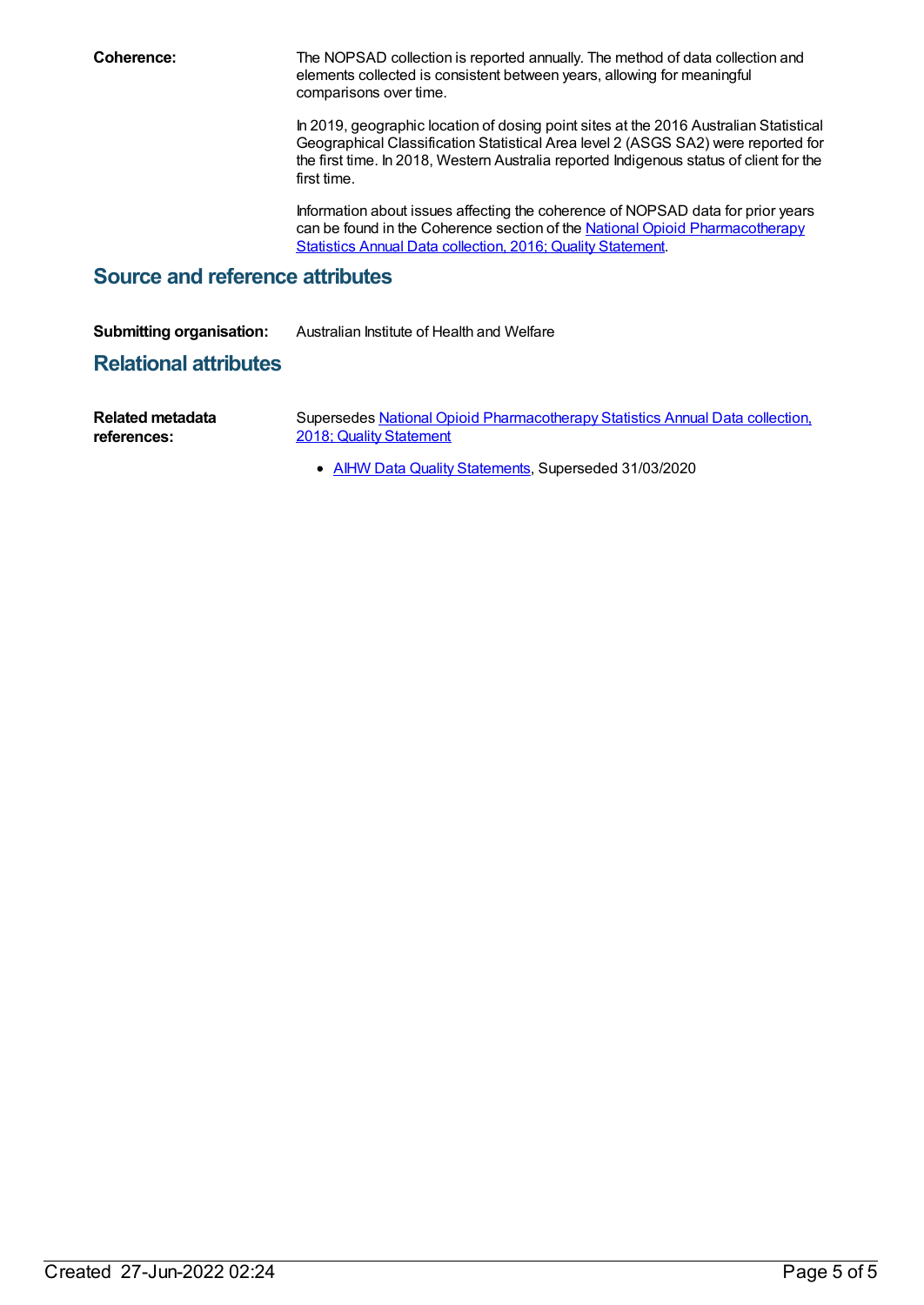**Coherence:** The NOPSAD collection is reported annually. The method of data collection and elements collected is consistent between years, allowing for meaningful comparisons over time.

In 2019, geographic location of dosing point sites at the 2016 Australian Statistical Geographical Classification Statistical Area level 2 (ASGS SA2) were reported for the first time. In 2018, Western Australia reported Indigenous status of client for the first time.

Information about issues affecting the coherence of NOPSAD data for prior years can be found in the Coherence section of the National Opioid Pharmacotherapy Statistics Annual Data collection, 2016; Quality Statement.

## Source and reference attributes

**Submitting organisation:** Australian Institute of Health and Welfare

## Relational attributes

**Related metadata references:** Supersedes National Opioid Pharmacotherapy Statistics Annual Data collection, 2018; Quality Statement

- AIHW Data Quality Statements, Superseded 31/03/2020